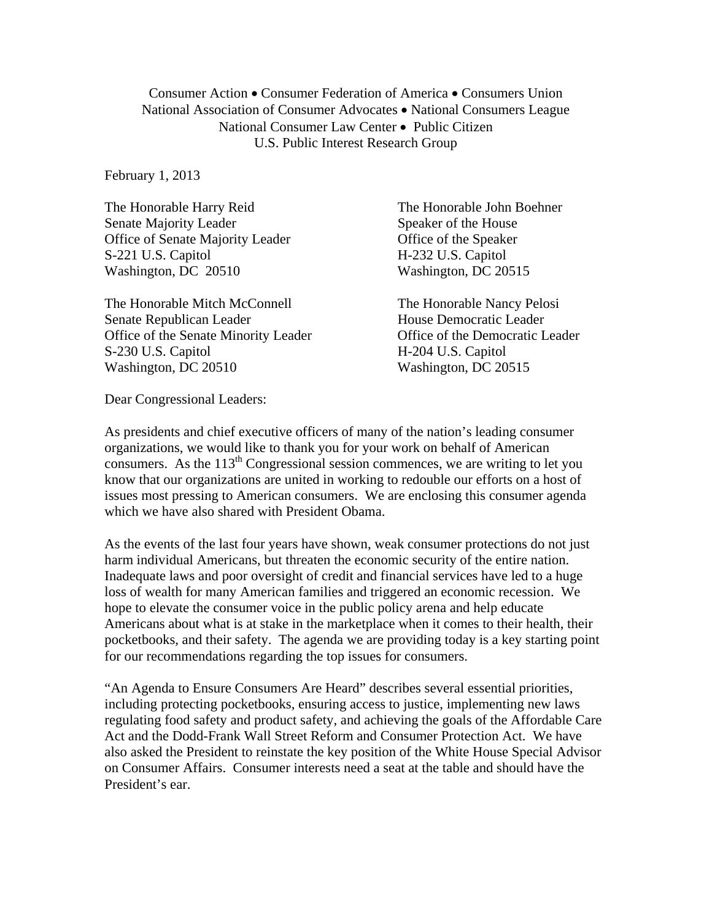Consumer Action • Consumer Federation of America • Consumers Union
National Association of Consumer Advocates • National Consumers League
National Consumer Law Center • Public Citizen
U.S. Public Interest Research Group

February 1, 2013

The Honorable Harry Reid
Senate Majority Leader
Office of Senate Majority Leader
S-221 U.S. Capitol
Washington, DC 20510

The Honorable John Boehner
Speaker of the House
Office of the Speaker
H-232 U.S. Capitol
Washington, DC 20515

The Honorable Mitch McConnell
Senate Republican Leader
Office of the Senate Minority Leader
S-230 U.S. Capitol
Washington, DC 20510

The Honorable Nancy Pelosi
House Democratic Leader
Office of the Democratic Leader
H-204 U.S. Capitol
Washington, DC 20515

Dear Congressional Leaders:

As presidents and chief executive officers of many of the nation's leading consumer organizations, we would like to thank you for your work on behalf of American consumers. As the 113th Congressional session commences, we are writing to let you know that our organizations are united in working to redouble our efforts on a host of issues most pressing to American consumers. We are enclosing this consumer agenda which we have also shared with President Obama.

As the events of the last four years have shown, weak consumer protections do not just harm individual Americans, but threaten the economic security of the entire nation. Inadequate laws and poor oversight of credit and financial services have led to a huge loss of wealth for many American families and triggered an economic recession. We hope to elevate the consumer voice in the public policy arena and help educate Americans about what is at stake in the marketplace when it comes to their health, their pocketbooks, and their safety. The agenda we are providing today is a key starting point for our recommendations regarding the top issues for consumers.

"An Agenda to Ensure Consumers Are Heard" describes several essential priorities, including protecting pocketbooks, ensuring access to justice, implementing new laws regulating food safety and product safety, and achieving the goals of the Affordable Care Act and the Dodd-Frank Wall Street Reform and Consumer Protection Act. We have also asked the President to reinstate the key position of the White House Special Advisor on Consumer Affairs. Consumer interests need a seat at the table and should have the President's ear.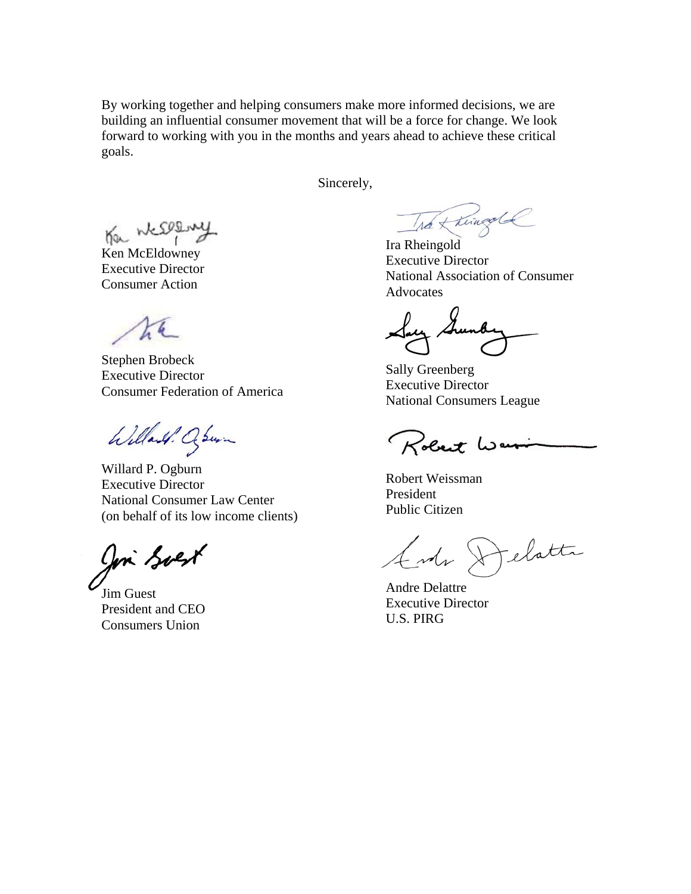By working together and helping consumers make more informed decisions, we are building an influential consumer movement that will be a force for change. We look forward to working with you in the months and years ahead to achieve these critical goals.

Sincerely,

Ken McEldowney
Executive Director
Consumer Action

Ira Rheingold
Executive Director
National Association of Consumer Advocates

Stephen Brobeck
Executive Director
Consumer Federation of America

Sally Greenberg
Executive Director
National Consumers League

Willard P. Ogburn
Executive Director
National Consumer Law Center
(on behalf of its low income clients)

Robert Weissman
President
Public Citizen

Jim Guest
President and CEO
Consumers Union

Andre Delattre
Executive Director
U.S. PIRG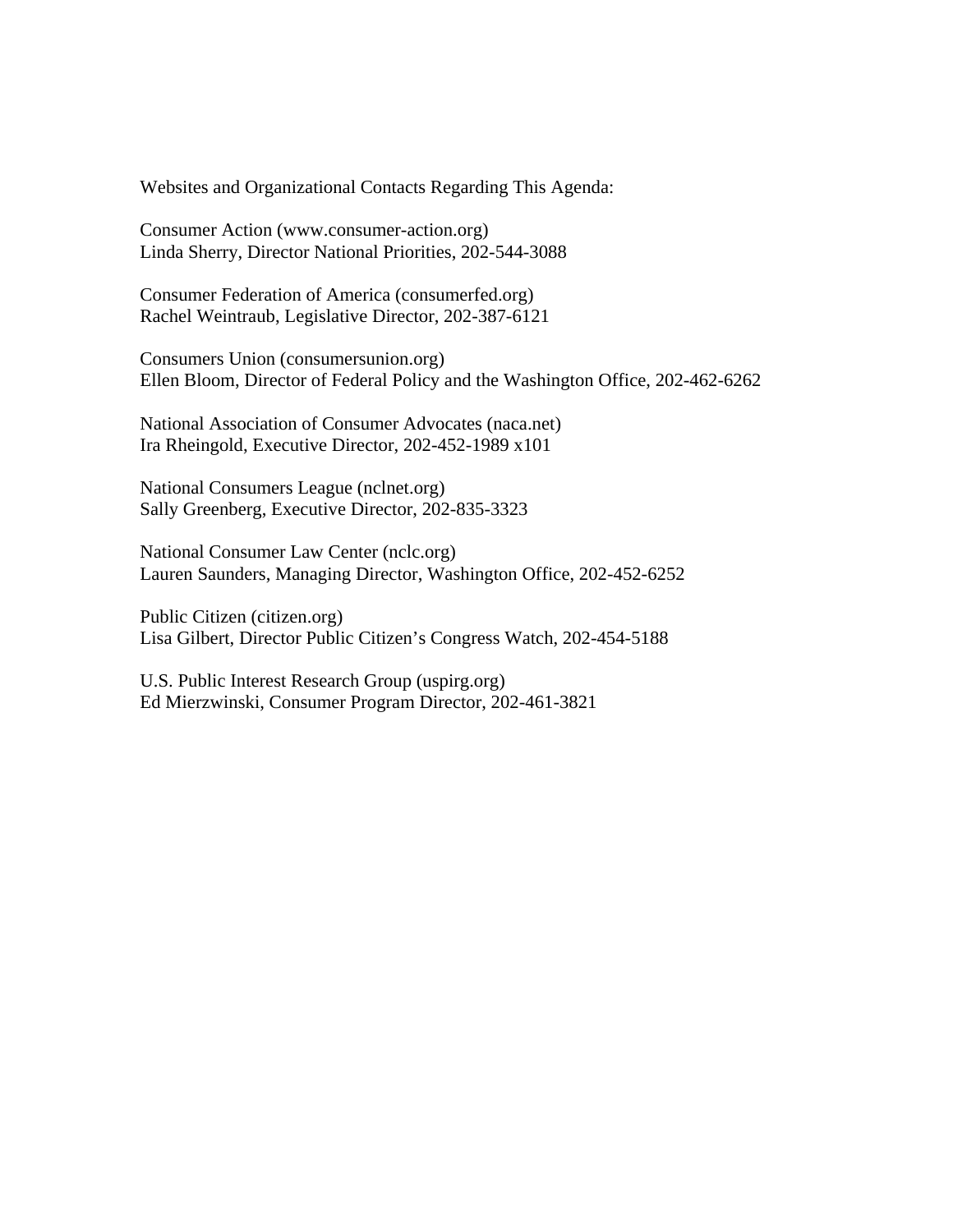Websites and Organizational Contacts Regarding This Agenda:

Consumer Action (www.consumer-action.org)
Linda Sherry, Director National Priorities, 202-544-3088

Consumer Federation of America (consumerfed.org)
Rachel Weintraub, Legislative Director, 202-387-6121

Consumers Union (consumersunion.org)
Ellen Bloom, Director of Federal Policy and the Washington Office, 202-462-6262

National Association of Consumer Advocates (naca.net)
Ira Rheingold, Executive Director, 202-452-1989 x101

National Consumers League (nclnet.org)
Sally Greenberg, Executive Director, 202-835-3323

National Consumer Law Center (nclc.org)
Lauren Saunders, Managing Director, Washington Office, 202-452-6252

Public Citizen (citizen.org)
Lisa Gilbert, Director Public Citizen's Congress Watch, 202-454-5188

U.S. Public Interest Research Group (uspirg.org)
Ed Mierzwinski, Consumer Program Director, 202-461-3821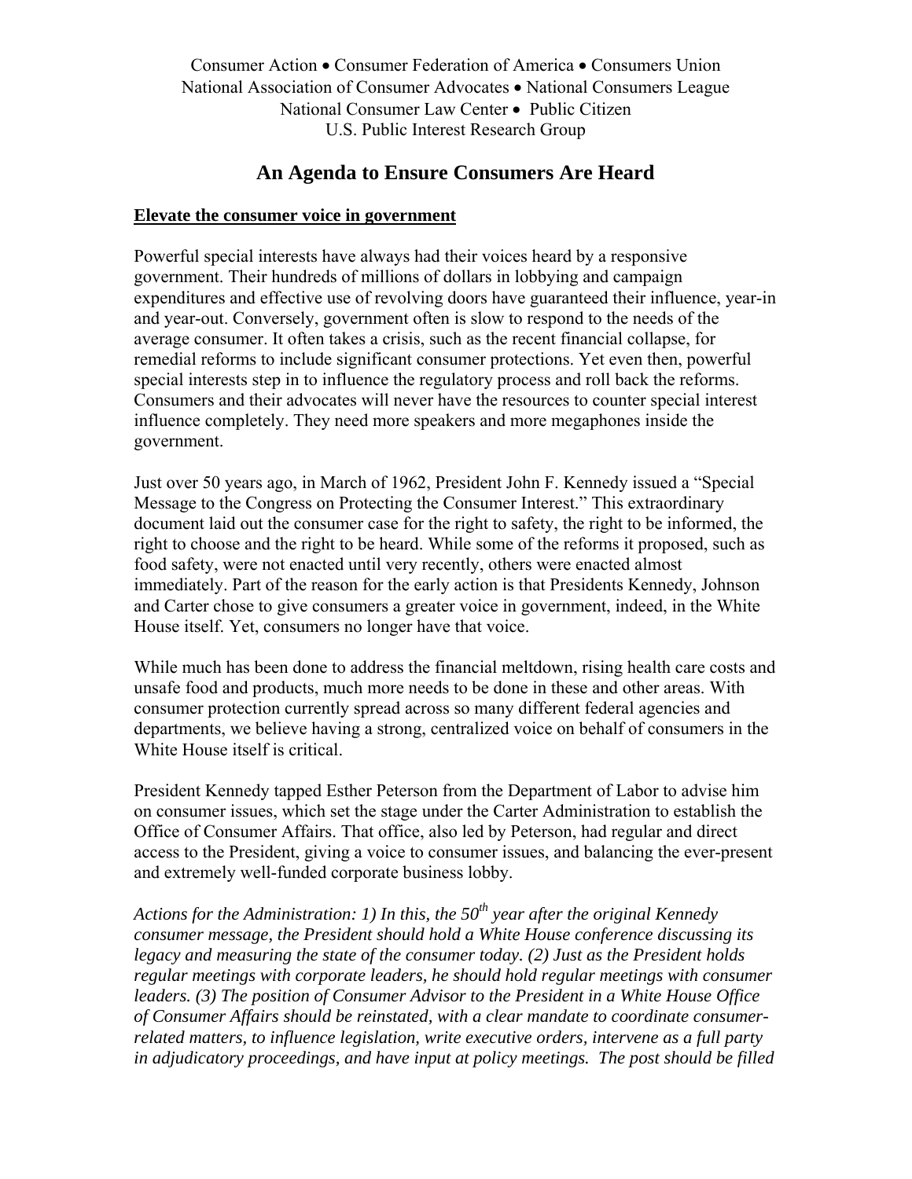Consumer Action • Consumer Federation of America • Consumers Union
National Association of Consumer Advocates • National Consumers League
National Consumer Law Center • Public Citizen
U.S. Public Interest Research Group

# An Agenda to Ensure Consumers Are Heard

## Elevate the consumer voice in government

Powerful special interests have always had their voices heard by a responsive government. Their hundreds of millions of dollars in lobbying and campaign expenditures and effective use of revolving doors have guaranteed their influence, year-in and year-out. Conversely, government often is slow to respond to the needs of the average consumer. It often takes a crisis, such as the recent financial collapse, for remedial reforms to include significant consumer protections. Yet even then, powerful special interests step in to influence the regulatory process and roll back the reforms. Consumers and their advocates will never have the resources to counter special interest influence completely. They need more speakers and more megaphones inside the government.

Just over 50 years ago, in March of 1962, President John F. Kennedy issued a "Special Message to the Congress on Protecting the Consumer Interest." This extraordinary document laid out the consumer case for the right to safety, the right to be informed, the right to choose and the right to be heard. While some of the reforms it proposed, such as food safety, were not enacted until very recently, others were enacted almost immediately. Part of the reason for the early action is that Presidents Kennedy, Johnson and Carter chose to give consumers a greater voice in government, indeed, in the White House itself. Yet, consumers no longer have that voice.

While much has been done to address the financial meltdown, rising health care costs and unsafe food and products, much more needs to be done in these and other areas. With consumer protection currently spread across so many different federal agencies and departments, we believe having a strong, centralized voice on behalf of consumers in the White House itself is critical.

President Kennedy tapped Esther Peterson from the Department of Labor to advise him on consumer issues, which set the stage under the Carter Administration to establish the Office of Consumer Affairs. That office, also led by Peterson, had regular and direct access to the President, giving a voice to consumer issues, and balancing the ever-present and extremely well-funded corporate business lobby.

*Actions for the Administration: 1) In this, the 50th year after the original Kennedy consumer message, the President should hold a White House conference discussing its legacy and measuring the state of the consumer today. (2) Just as the President holds regular meetings with corporate leaders, he should hold regular meetings with consumer leaders. (3) The position of Consumer Advisor to the President in a White House Office of Consumer Affairs should be reinstated, with a clear mandate to coordinate consumer-related matters, to influence legislation, write executive orders, intervene as a full party in adjudicatory proceedings, and have input at policy meetings. The post should be filled*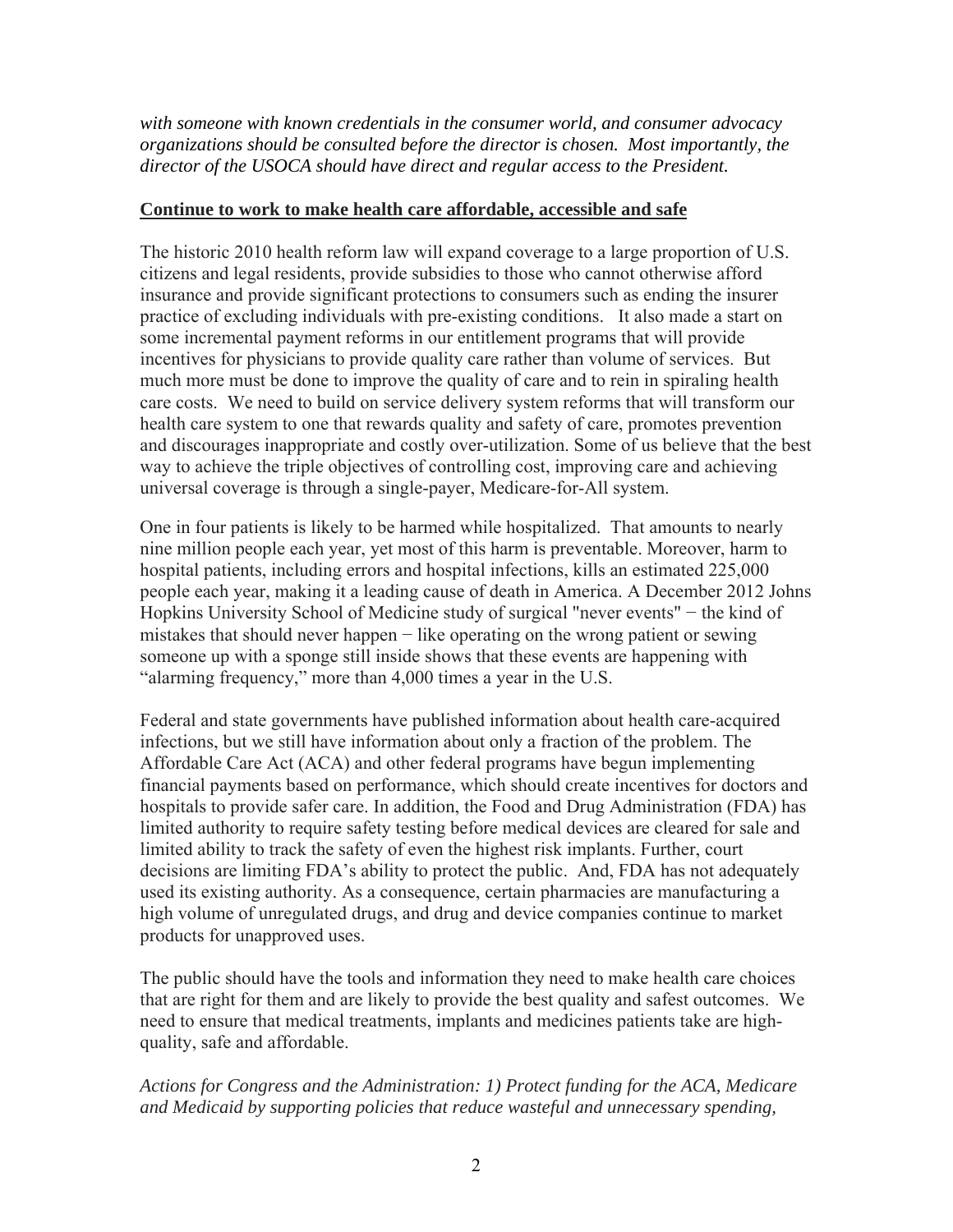*with someone with known credentials in the consumer world, and consumer advocacy organizations should be consulted before the director is chosen. Most importantly, the director of the USOCA should have direct and regular access to the President.*

**Continue to work to make health care affordable, accessible and safe**

The historic 2010 health reform law will expand coverage to a large proportion of U.S. citizens and legal residents, provide subsidies to those who cannot otherwise afford insurance and provide significant protections to consumers such as ending the insurer practice of excluding individuals with pre-existing conditions. It also made a start on some incremental payment reforms in our entitlement programs that will provide incentives for physicians to provide quality care rather than volume of services. But much more must be done to improve the quality of care and to rein in spiraling health care costs. We need to build on service delivery system reforms that will transform our health care system to one that rewards quality and safety of care, promotes prevention and discourages inappropriate and costly over-utilization. Some of us believe that the best way to achieve the triple objectives of controlling cost, improving care and achieving universal coverage is through a single-payer, Medicare-for-All system.

One in four patients is likely to be harmed while hospitalized. That amounts to nearly nine million people each year, yet most of this harm is preventable. Moreover, harm to hospital patients, including errors and hospital infections, kills an estimated 225,000 people each year, making it a leading cause of death in America. A December 2012 Johns Hopkins University School of Medicine study of surgical "never events" − the kind of mistakes that should never happen − like operating on the wrong patient or sewing someone up with a sponge still inside shows that these events are happening with "alarming frequency," more than 4,000 times a year in the U.S.

Federal and state governments have published information about health care-acquired infections, but we still have information about only a fraction of the problem. The Affordable Care Act (ACA) and other federal programs have begun implementing financial payments based on performance, which should create incentives for doctors and hospitals to provide safer care. In addition, the Food and Drug Administration (FDA) has limited authority to require safety testing before medical devices are cleared for sale and limited ability to track the safety of even the highest risk implants. Further, court decisions are limiting FDA's ability to protect the public. And, FDA has not adequately used its existing authority. As a consequence, certain pharmacies are manufacturing a high volume of unregulated drugs, and drug and device companies continue to market products for unapproved uses.

The public should have the tools and information they need to make health care choices that are right for them and are likely to provide the best quality and safest outcomes. We need to ensure that medical treatments, implants and medicines patients take are high-quality, safe and affordable.

*Actions for Congress and the Administration: 1) Protect funding for the ACA, Medicare and Medicaid by supporting policies that reduce wasteful and unnecessary spending,*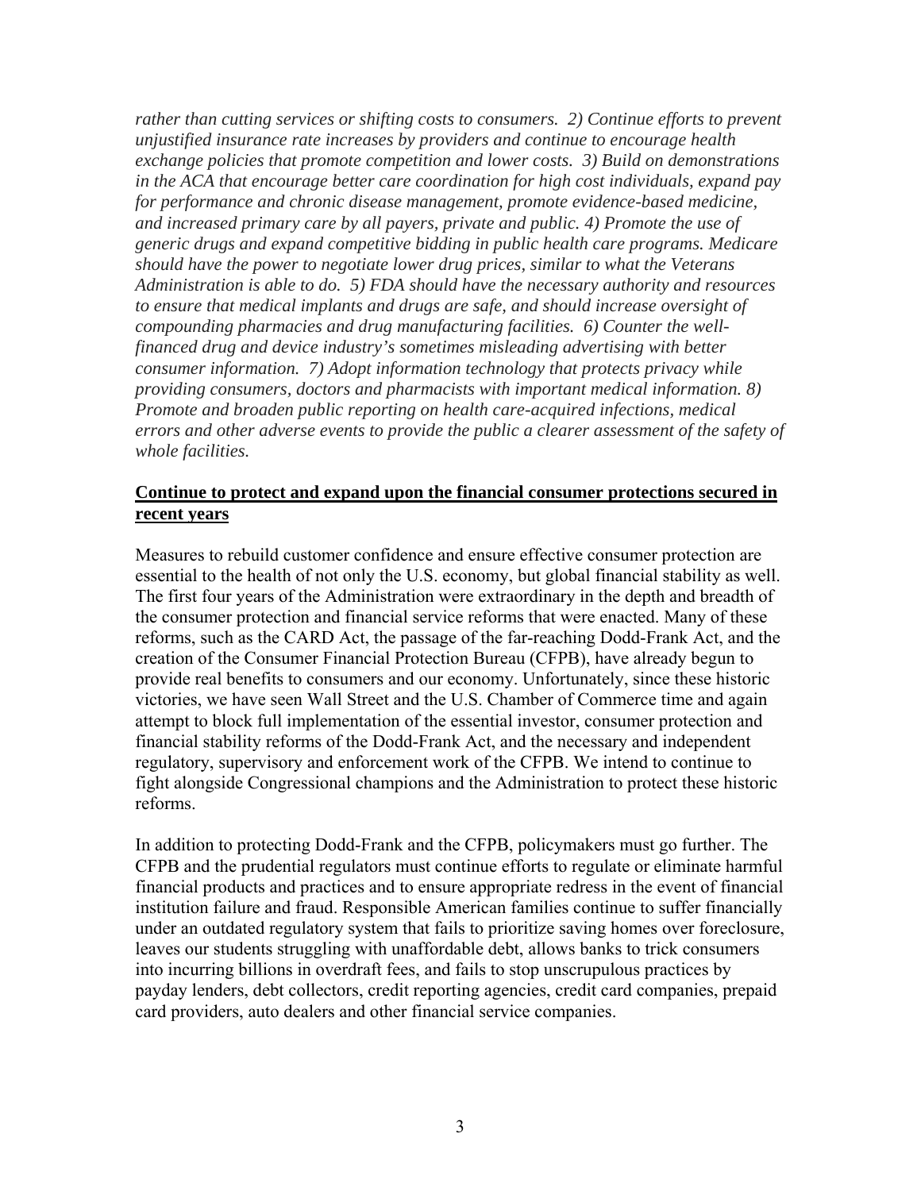*rather than cutting services or shifting costs to consumers. 2) Continue efforts to prevent unjustified insurance rate increases by providers and continue to encourage health exchange policies that promote competition and lower costs. 3) Build on demonstrations in the ACA that encourage better care coordination for high cost individuals, expand pay for performance and chronic disease management, promote evidence-based medicine, and increased primary care by all payers, private and public. 4) Promote the use of generic drugs and expand competitive bidding in public health care programs. Medicare should have the power to negotiate lower drug prices, similar to what the Veterans Administration is able to do. 5) FDA should have the necessary authority and resources to ensure that medical implants and drugs are safe, and should increase oversight of compounding pharmacies and drug manufacturing facilities. 6) Counter the well-financed drug and device industry's sometimes misleading advertising with better consumer information. 7) Adopt information technology that protects privacy while providing consumers, doctors and pharmacists with important medical information. 8) Promote and broaden public reporting on health care-acquired infections, medical errors and other adverse events to provide the public a clearer assessment of the safety of whole facilities.*

**<u>Continue to protect and expand upon the financial consumer protections secured in recent years</u>**

Measures to rebuild customer confidence and ensure effective consumer protection are essential to the health of not only the U.S. economy, but global financial stability as well. The first four years of the Administration were extraordinary in the depth and breadth of the consumer protection and financial service reforms that were enacted. Many of these reforms, such as the CARD Act, the passage of the far-reaching Dodd-Frank Act, and the creation of the Consumer Financial Protection Bureau (CFPB), have already begun to provide real benefits to consumers and our economy. Unfortunately, since these historic victories, we have seen Wall Street and the U.S. Chamber of Commerce time and again attempt to block full implementation of the essential investor, consumer protection and financial stability reforms of the Dodd-Frank Act, and the necessary and independent regulatory, supervisory and enforcement work of the CFPB. We intend to continue to fight alongside Congressional champions and the Administration to protect these historic reforms.

In addition to protecting Dodd-Frank and the CFPB, policymakers must go further. The CFPB and the prudential regulators must continue efforts to regulate or eliminate harmful financial products and practices and to ensure appropriate redress in the event of financial institution failure and fraud. Responsible American families continue to suffer financially under an outdated regulatory system that fails to prioritize saving homes over foreclosure, leaves our students struggling with unaffordable debt, allows banks to trick consumers into incurring billions in overdraft fees, and fails to stop unscrupulous practices by payday lenders, debt collectors, credit reporting agencies, credit card companies, prepaid card providers, auto dealers and other financial service companies.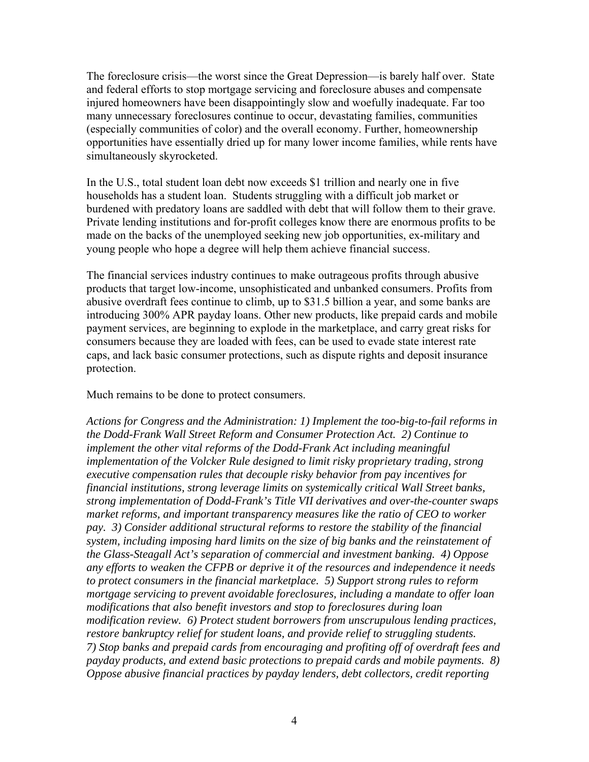The foreclosure crisis—the worst since the Great Depression—is barely half over. State and federal efforts to stop mortgage servicing and foreclosure abuses and compensate injured homeowners have been disappointingly slow and woefully inadequate. Far too many unnecessary foreclosures continue to occur, devastating families, communities (especially communities of color) and the overall economy. Further, homeownership opportunities have essentially dried up for many lower income families, while rents have simultaneously skyrocketed.

In the U.S., total student loan debt now exceeds $1 trillion and nearly one in five households has a student loan. Students struggling with a difficult job market or burdened with predatory loans are saddled with debt that will follow them to their grave. Private lending institutions and for-profit colleges know there are enormous profits to be made on the backs of the unemployed seeking new job opportunities, ex-military and young people who hope a degree will help them achieve financial success.

The financial services industry continues to make outrageous profits through abusive products that target low-income, unsophisticated and unbanked consumers. Profits from abusive overdraft fees continue to climb, up to $31.5 billion a year, and some banks are introducing 300% APR payday loans. Other new products, like prepaid cards and mobile payment services, are beginning to explode in the marketplace, and carry great risks for consumers because they are loaded with fees, can be used to evade state interest rate caps, and lack basic consumer protections, such as dispute rights and deposit insurance protection.

Much remains to be done to protect consumers.

*Actions for Congress and the Administration: 1) Implement the too-big-to-fail reforms in the Dodd-Frank Wall Street Reform and Consumer Protection Act. 2) Continue to implement the other vital reforms of the Dodd-Frank Act including meaningful implementation of the Volcker Rule designed to limit risky proprietary trading, strong executive compensation rules that decouple risky behavior from pay incentives for financial institutions, strong leverage limits on systemically critical Wall Street banks, strong implementation of Dodd-Frank's Title VII derivatives and over-the-counter swaps market reforms, and important transparency measures like the ratio of CEO to worker pay. 3) Consider additional structural reforms to restore the stability of the financial system, including imposing hard limits on the size of big banks and the reinstatement of the Glass-Steagall Act's separation of commercial and investment banking. 4) Oppose any efforts to weaken the CFPB or deprive it of the resources and independence it needs to protect consumers in the financial marketplace. 5) Support strong rules to reform mortgage servicing to prevent avoidable foreclosures, including a mandate to offer loan modifications that also benefit investors and stop to foreclosures during loan modification review. 6) Protect student borrowers from unscrupulous lending practices, restore bankruptcy relief for student loans, and provide relief to struggling students. 7) Stop banks and prepaid cards from encouraging and profiting off of overdraft fees and payday products, and extend basic protections to prepaid cards and mobile payments. 8) Oppose abusive financial practices by payday lenders, debt collectors, credit reporting*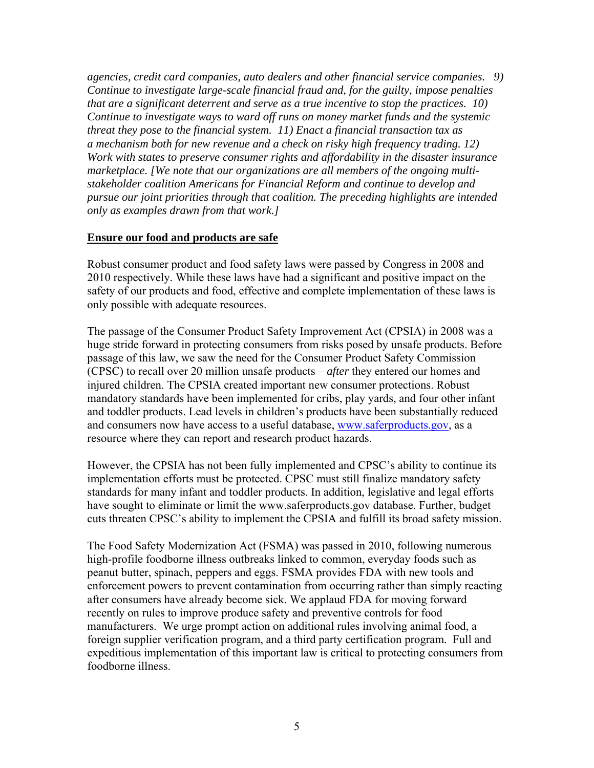*agencies, credit card companies, auto dealers and other financial service companies. 9) Continue to investigate large-scale financial fraud and, for the guilty, impose penalties that are a significant deterrent and serve as a true incentive to stop the practices. 10) Continue to investigate ways to ward off runs on money market funds and the systemic threat they pose to the financial system. 11) Enact a financial transaction tax as a mechanism both for new revenue and a check on risky high frequency trading. 12) Work with states to preserve consumer rights and affordability in the disaster insurance marketplace. [We note that our organizations are all members of the ongoing multi-stakeholder coalition Americans for Financial Reform and continue to develop and pursue our joint priorities through that coalition. The preceding highlights are intended only as examples drawn from that work.]*

## Ensure our food and products are safe

Robust consumer product and food safety laws were passed by Congress in 2008 and 2010 respectively. While these laws have had a significant and positive impact on the safety of our products and food, effective and complete implementation of these laws is only possible with adequate resources.

The passage of the Consumer Product Safety Improvement Act (CPSIA) in 2008 was a huge stride forward in protecting consumers from risks posed by unsafe products. Before passage of this law, we saw the need for the Consumer Product Safety Commission (CPSC) to recall over 20 million unsafe products – *after* they entered our homes and injured children. The CPSIA created important new consumer protections. Robust mandatory standards have been implemented for cribs, play yards, and four other infant and toddler products. Lead levels in children's products have been substantially reduced and consumers now have access to a useful database, www.saferproducts.gov, as a resource where they can report and research product hazards.

However, the CPSIA has not been fully implemented and CPSC's ability to continue its implementation efforts must be protected. CPSC must still finalize mandatory safety standards for many infant and toddler products. In addition, legislative and legal efforts have sought to eliminate or limit the www.saferproducts.gov database. Further, budget cuts threaten CPSC's ability to implement the CPSIA and fulfill its broad safety mission.

The Food Safety Modernization Act (FSMA) was passed in 2010, following numerous high-profile foodborne illness outbreaks linked to common, everyday foods such as peanut butter, spinach, peppers and eggs. FSMA provides FDA with new tools and enforcement powers to prevent contamination from occurring rather than simply reacting after consumers have already become sick. We applaud FDA for moving forward recently on rules to improve produce safety and preventive controls for food manufacturers. We urge prompt action on additional rules involving animal food, a foreign supplier verification program, and a third party certification program. Full and expeditious implementation of this important law is critical to protecting consumers from foodborne illness.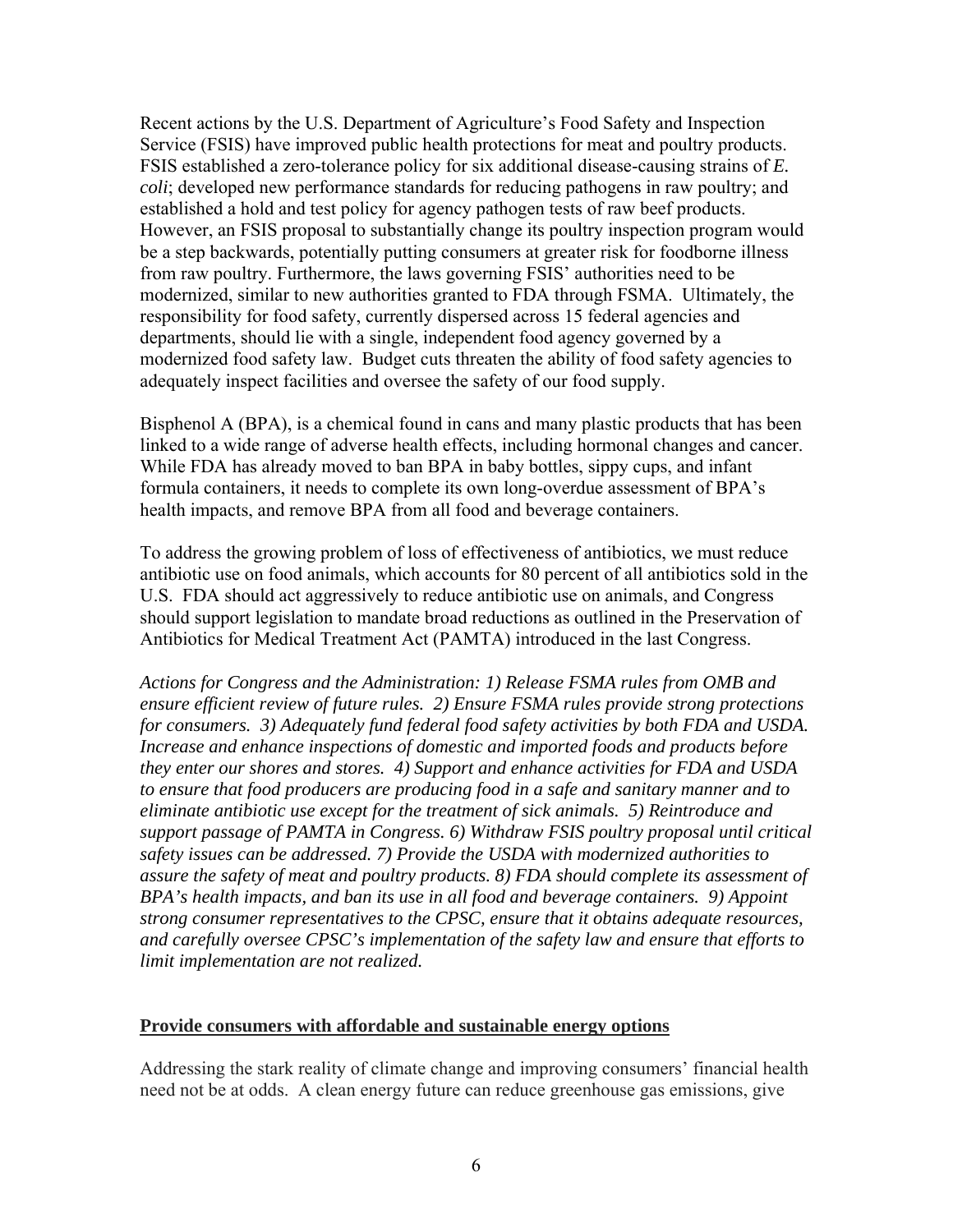Recent actions by the U.S. Department of Agriculture's Food Safety and Inspection Service (FSIS) have improved public health protections for meat and poultry products. FSIS established a zero-tolerance policy for six additional disease-causing strains of *E. coli*; developed new performance standards for reducing pathogens in raw poultry; and established a hold and test policy for agency pathogen tests of raw beef products. However, an FSIS proposal to substantially change its poultry inspection program would be a step backwards, potentially putting consumers at greater risk for foodborne illness from raw poultry. Furthermore, the laws governing FSIS' authorities need to be modernized, similar to new authorities granted to FDA through FSMA. Ultimately, the responsibility for food safety, currently dispersed across 15 federal agencies and departments, should lie with a single, independent food agency governed by a modernized food safety law. Budget cuts threaten the ability of food safety agencies to adequately inspect facilities and oversee the safety of our food supply.

Bisphenol A (BPA), is a chemical found in cans and many plastic products that has been linked to a wide range of adverse health effects, including hormonal changes and cancer. While FDA has already moved to ban BPA in baby bottles, sippy cups, and infant formula containers, it needs to complete its own long-overdue assessment of BPA's health impacts, and remove BPA from all food and beverage containers.

To address the growing problem of loss of effectiveness of antibiotics, we must reduce antibiotic use on food animals, which accounts for 80 percent of all antibiotics sold in the U.S. FDA should act aggressively to reduce antibiotic use on animals, and Congress should support legislation to mandate broad reductions as outlined in the Preservation of Antibiotics for Medical Treatment Act (PAMTA) introduced in the last Congress.

*Actions for Congress and the Administration: 1) Release FSMA rules from OMB and ensure efficient review of future rules. 2) Ensure FSMA rules provide strong protections for consumers. 3) Adequately fund federal food safety activities by both FDA and USDA. Increase and enhance inspections of domestic and imported foods and products before they enter our shores and stores. 4) Support and enhance activities for FDA and USDA to ensure that food producers are producing food in a safe and sanitary manner and to eliminate antibiotic use except for the treatment of sick animals. 5) Reintroduce and support passage of PAMTA in Congress. 6) Withdraw FSIS poultry proposal until critical safety issues can be addressed. 7) Provide the USDA with modernized authorities to assure the safety of meat and poultry products. 8) FDA should complete its assessment of BPA's health impacts, and ban its use in all food and beverage containers. 9) Appoint strong consumer representatives to the CPSC, ensure that it obtains adequate resources, and carefully oversee CPSC's implementation of the safety law and ensure that efforts to limit implementation are not realized.*

## Provide consumers with affordable and sustainable energy options

Addressing the stark reality of climate change and improving consumers' financial health need not be at odds. A clean energy future can reduce greenhouse gas emissions, give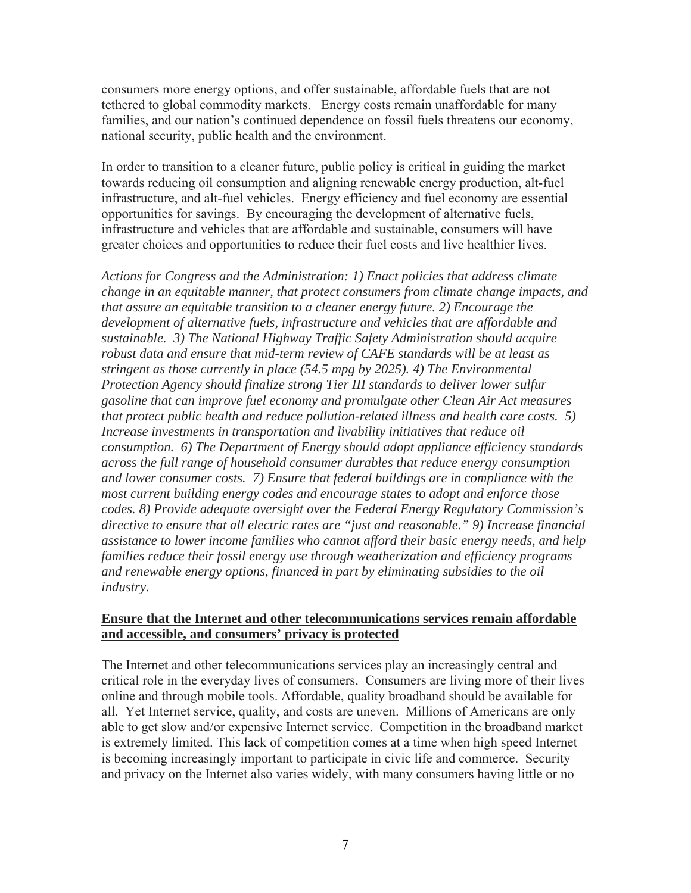consumers more energy options, and offer sustainable, affordable fuels that are not tethered to global commodity markets. Energy costs remain unaffordable for many families, and our nation's continued dependence on fossil fuels threatens our economy, national security, public health and the environment.

In order to transition to a cleaner future, public policy is critical in guiding the market towards reducing oil consumption and aligning renewable energy production, alt-fuel infrastructure, and alt-fuel vehicles. Energy efficiency and fuel economy are essential opportunities for savings. By encouraging the development of alternative fuels, infrastructure and vehicles that are affordable and sustainable, consumers will have greater choices and opportunities to reduce their fuel costs and live healthier lives.

*Actions for Congress and the Administration: 1) Enact policies that address climate change in an equitable manner, that protect consumers from climate change impacts, and that assure an equitable transition to a cleaner energy future. 2) Encourage the development of alternative fuels, infrastructure and vehicles that are affordable and sustainable. 3) The National Highway Traffic Safety Administration should acquire robust data and ensure that mid-term review of CAFE standards will be at least as stringent as those currently in place (54.5 mpg by 2025). 4) The Environmental Protection Agency should finalize strong Tier III standards to deliver lower sulfur gasoline that can improve fuel economy and promulgate other Clean Air Act measures that protect public health and reduce pollution-related illness and health care costs. 5) Increase investments in transportation and livability initiatives that reduce oil consumption. 6) The Department of Energy should adopt appliance efficiency standards across the full range of household consumer durables that reduce energy consumption and lower consumer costs. 7) Ensure that federal buildings are in compliance with the most current building energy codes and encourage states to adopt and enforce those codes. 8) Provide adequate oversight over the Federal Energy Regulatory Commission's directive to ensure that all electric rates are "just and reasonable." 9) Increase financial assistance to lower income families who cannot afford their basic energy needs, and help families reduce their fossil energy use through weatherization and efficiency programs and renewable energy options, financed in part by eliminating subsidies to the oil industry.*

**Ensure that the Internet and other telecommunications services remain affordable and accessible, and consumers' privacy is protected**

The Internet and other telecommunications services play an increasingly central and critical role in the everyday lives of consumers. Consumers are living more of their lives online and through mobile tools. Affordable, quality broadband should be available for all. Yet Internet service, quality, and costs are uneven. Millions of Americans are only able to get slow and/or expensive Internet service. Competition in the broadband market is extremely limited. This lack of competition comes at a time when high speed Internet is becoming increasingly important to participate in civic life and commerce. Security and privacy on the Internet also varies widely, with many consumers having little or no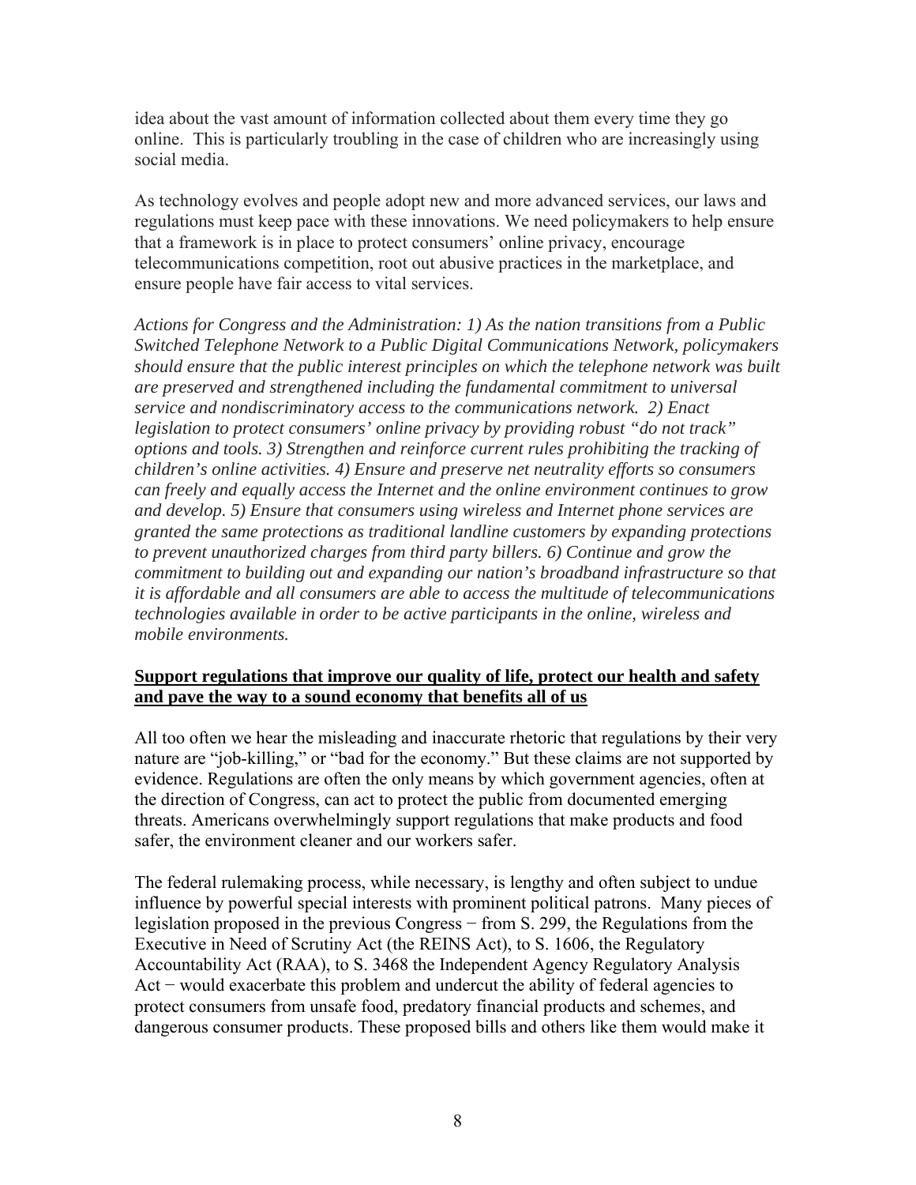idea about the vast amount of information collected about them every time they go online. This is particularly troubling in the case of children who are increasingly using social media.

As technology evolves and people adopt new and more advanced services, our laws and regulations must keep pace with these innovations. We need policymakers to help ensure that a framework is in place to protect consumers' online privacy, encourage telecommunications competition, root out abusive practices in the marketplace, and ensure people have fair access to vital services.

*Actions for Congress and the Administration: 1) As the nation transitions from a Public Switched Telephone Network to a Public Digital Communications Network, policymakers should ensure that the public interest principles on which the telephone network was built are preserved and strengthened including the fundamental commitment to universal service and nondiscriminatory access to the communications network. 2) Enact legislation to protect consumers' online privacy by providing robust "do not track" options and tools. 3) Strengthen and reinforce current rules prohibiting the tracking of children's online activities. 4) Ensure and preserve net neutrality efforts so consumers can freely and equally access the Internet and the online environment continues to grow and develop. 5) Ensure that consumers using wireless and Internet phone services are granted the same protections as traditional landline customers by expanding protections to prevent unauthorized charges from third party billers. 6) Continue and grow the commitment to building out and expanding our nation's broadband infrastructure so that it is affordable and all consumers are able to access the multitude of telecommunications technologies available in order to be active participants in the online, wireless and mobile environments.*

**Support regulations that improve our quality of life, protect our health and safety and pave the way to a sound economy that benefits all of us**

All too often we hear the misleading and inaccurate rhetoric that regulations by their very nature are "job-killing," or "bad for the economy." But these claims are not supported by evidence. Regulations are often the only means by which government agencies, often at the direction of Congress, can act to protect the public from documented emerging threats. Americans overwhelmingly support regulations that make products and food safer, the environment cleaner and our workers safer.

The federal rulemaking process, while necessary, is lengthy and often subject to undue influence by powerful special interests with prominent political patrons. Many pieces of legislation proposed in the previous Congress − from S. 299, the Regulations from the Executive in Need of Scrutiny Act (the REINS Act), to S. 1606, the Regulatory Accountability Act (RAA), to S. 3468 the Independent Agency Regulatory Analysis Act − would exacerbate this problem and undercut the ability of federal agencies to protect consumers from unsafe food, predatory financial products and schemes, and dangerous consumer products. These proposed bills and others like them would make it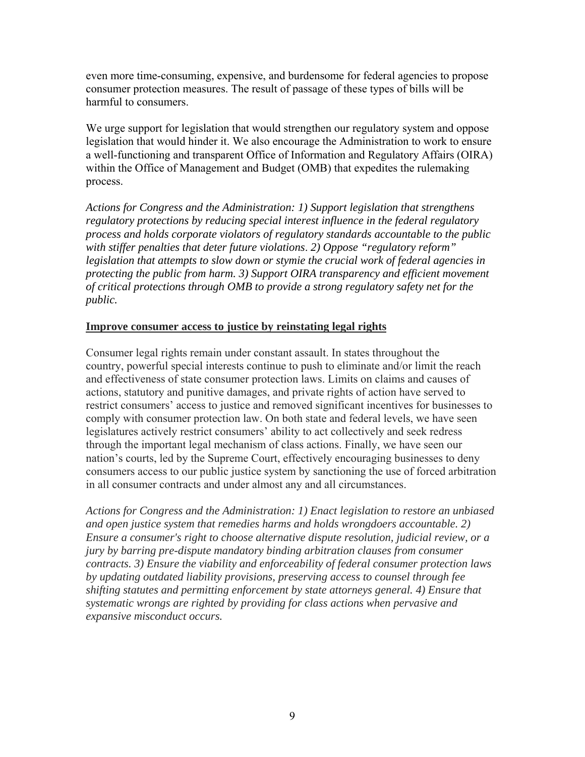even more time-consuming, expensive, and burdensome for federal agencies to propose consumer protection measures. The result of passage of these types of bills will be harmful to consumers.

We urge support for legislation that would strengthen our regulatory system and oppose legislation that would hinder it. We also encourage the Administration to work to ensure a well-functioning and transparent Office of Information and Regulatory Affairs (OIRA) within the Office of Management and Budget (OMB) that expedites the rulemaking process.

*Actions for Congress and the Administration: 1) Support legislation that strengthens regulatory protections by reducing special interest influence in the federal regulatory process and holds corporate violators of regulatory standards accountable to the public with stiffer penalties that deter future violations. 2) Oppose "regulatory reform" legislation that attempts to slow down or stymie the crucial work of federal agencies in protecting the public from harm. 3) Support OIRA transparency and efficient movement of critical protections through OMB to provide a strong regulatory safety net for the public.*

**Improve consumer access to justice by reinstating legal rights**

Consumer legal rights remain under constant assault. In states throughout the country, powerful special interests continue to push to eliminate and/or limit the reach and effectiveness of state consumer protection laws. Limits on claims and causes of actions, statutory and punitive damages, and private rights of action have served to restrict consumers' access to justice and removed significant incentives for businesses to comply with consumer protection law. On both state and federal levels, we have seen legislatures actively restrict consumers' ability to act collectively and seek redress through the important legal mechanism of class actions. Finally, we have seen our nation's courts, led by the Supreme Court, effectively encouraging businesses to deny consumers access to our public justice system by sanctioning the use of forced arbitration in all consumer contracts and under almost any and all circumstances.

*Actions for Congress and the Administration: 1) Enact legislation to restore an unbiased and open justice system that remedies harms and holds wrongdoers accountable. 2) Ensure a consumer's right to choose alternative dispute resolution, judicial review, or a jury by barring pre-dispute mandatory binding arbitration clauses from consumer contracts. 3) Ensure the viability and enforceability of federal consumer protection laws by updating outdated liability provisions, preserving access to counsel through fee shifting statutes and permitting enforcement by state attorneys general. 4) Ensure that systematic wrongs are righted by providing for class actions when pervasive and expansive misconduct occurs.*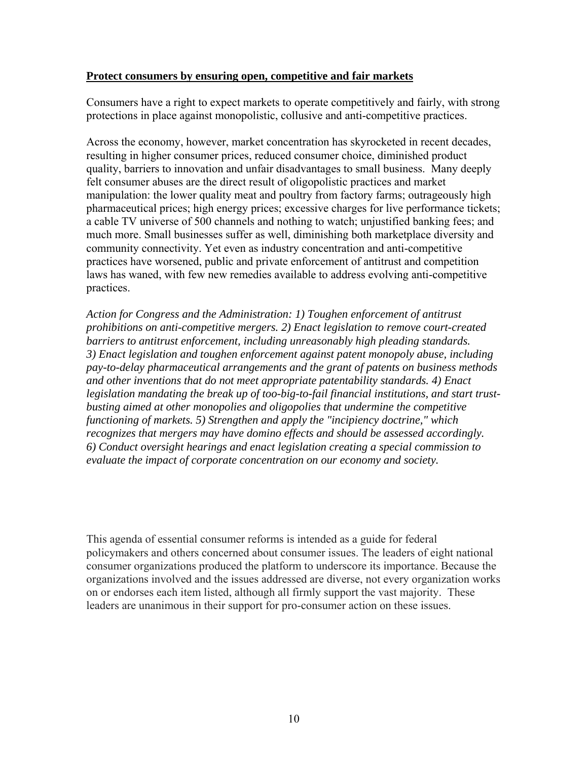**Protect consumers by ensuring open, competitive and fair markets**

Consumers have a right to expect markets to operate competitively and fairly, with strong protections in place against monopolistic, collusive and anti-competitive practices.

Across the economy, however, market concentration has skyrocketed in recent decades, resulting in higher consumer prices, reduced consumer choice, diminished product quality, barriers to innovation and unfair disadvantages to small business. Many deeply felt consumer abuses are the direct result of oligopolistic practices and market manipulation: the lower quality meat and poultry from factory farms; outrageously high pharmaceutical prices; high energy prices; excessive charges for live performance tickets; a cable TV universe of 500 channels and nothing to watch; unjustified banking fees; and much more. Small businesses suffer as well, diminishing both marketplace diversity and community connectivity. Yet even as industry concentration and anti-competitive practices have worsened, public and private enforcement of antitrust and competition laws has waned, with few new remedies available to address evolving anti-competitive practices.

*Action for Congress and the Administration: 1) Toughen enforcement of antitrust prohibitions on anti-competitive mergers. 2) Enact legislation to remove court-created barriers to antitrust enforcement, including unreasonably high pleading standards. 3) Enact legislation and toughen enforcement against patent monopoly abuse, including pay-to-delay pharmaceutical arrangements and the grant of patents on business methods and other inventions that do not meet appropriate patentability standards. 4) Enact legislation mandating the break up of too-big-to-fail financial institutions, and start trust-busting aimed at other monopolies and oligopolies that undermine the competitive functioning of markets. 5) Strengthen and apply the "incipiency doctrine," which recognizes that mergers may have domino effects and should be assessed accordingly. 6) Conduct oversight hearings and enact legislation creating a special commission to evaluate the impact of corporate concentration on our economy and society.*

This agenda of essential consumer reforms is intended as a guide for federal policymakers and others concerned about consumer issues. The leaders of eight national consumer organizations produced the platform to underscore its importance. Because the organizations involved and the issues addressed are diverse, not every organization works on or endorses each item listed, although all firmly support the vast majority. These leaders are unanimous in their support for pro-consumer action on these issues.